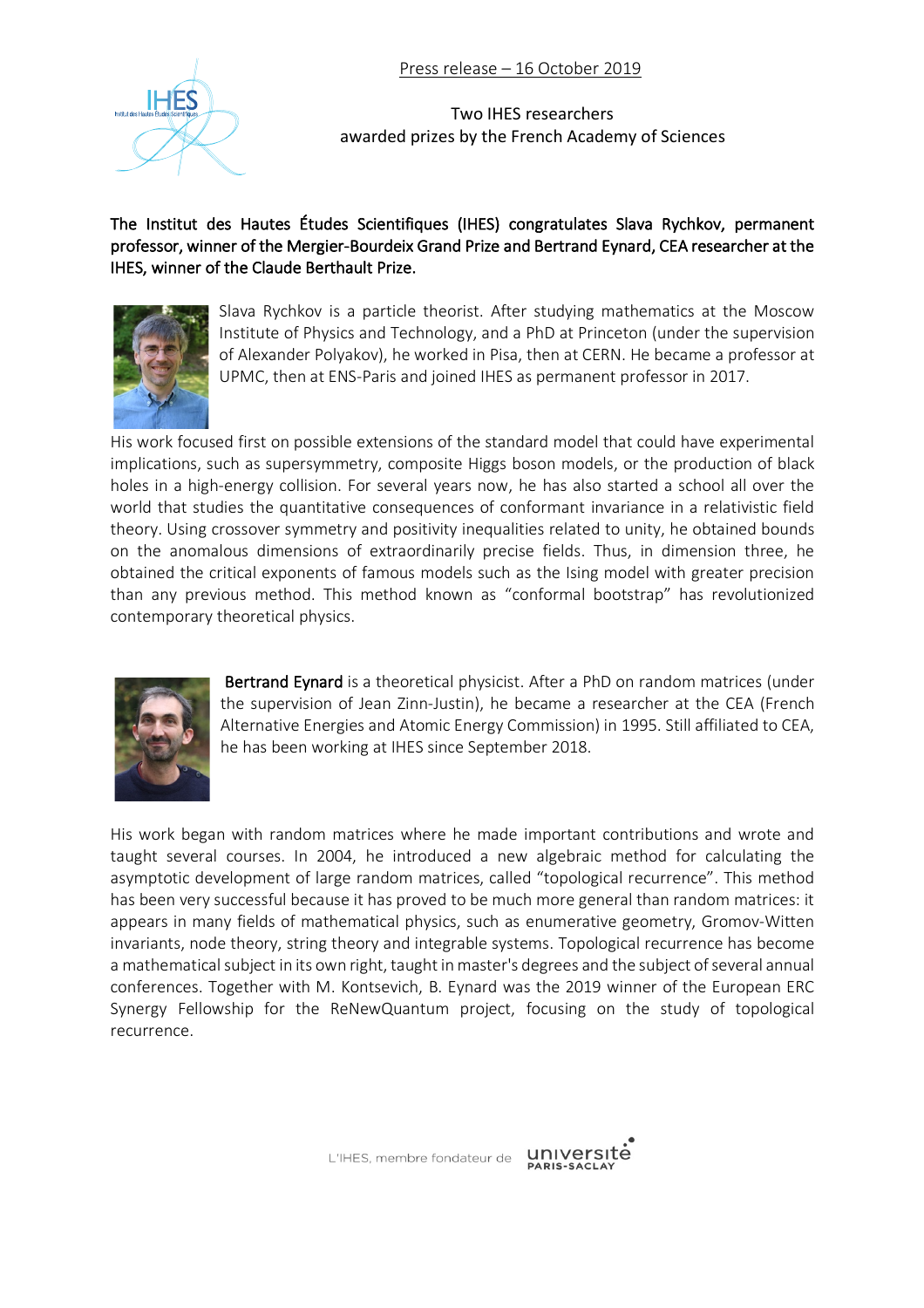Press release – 16 October 2019

Two IHES researchers
awarded prizes by the French Academy of Sciences

**The Institut des Hautes Études Scientifiques (IHES) congratulates Slava Rychkov, permanent professor, winner of the Mergier-Bourdeix Grand Prize and Bertrand Eynard, CEA researcher at the IHES, winner of the Claude Berthault Prize.**

Slava Rychkov is a particle theorist. After studying mathematics at the Moscow Institute of Physics and Technology, and a PhD at Princeton (under the supervision of Alexander Polyakov), he worked in Pisa, then at CERN. He became a professor at UPMC, then at ENS-Paris and joined IHES as permanent professor in 2017.

His work focused first on possible extensions of the standard model that could have experimental implications, such as supersymmetry, composite Higgs boson models, or the production of black holes in a high-energy collision. For several years now, he has also started a school all over the world that studies the quantitative consequences of conformant invariance in a relativistic field theory. Using crossover symmetry and positivity inequalities related to unity, he obtained bounds on the anomalous dimensions of extraordinarily precise fields. Thus, in dimension three, he obtained the critical exponents of famous models such as the Ising model with greater precision than any previous method. This method known as "conformal bootstrap" has revolutionized contemporary theoretical physics.

**Bertrand Eynard** is a theoretical physicist. After a PhD on random matrices (under the supervision of Jean Zinn-Justin), he became a researcher at the CEA (French Alternative Energies and Atomic Energy Commission) in 1995. Still affiliated to CEA, he has been working at IHES since September 2018.

His work began with random matrices where he made important contributions and wrote and taught several courses. In 2004, he introduced a new algebraic method for calculating the asymptotic development of large random matrices, called "topological recurrence". This method has been very successful because it has proved to be much more general than random matrices: it appears in many fields of mathematical physics, such as enumerative geometry, Gromov-Witten invariants, node theory, string theory and integrable systems. Topological recurrence has become a mathematical subject in its own right, taught in master's degrees and the subject of several annual conferences. Together with M. Kontsevich, B. Eynard was the 2019 winner of the European ERC Synergy Fellowship for the ReNewQuantum project, focusing on the study of topological recurrence.

L'IHES, membre fondateur de université PARIS-SACLAY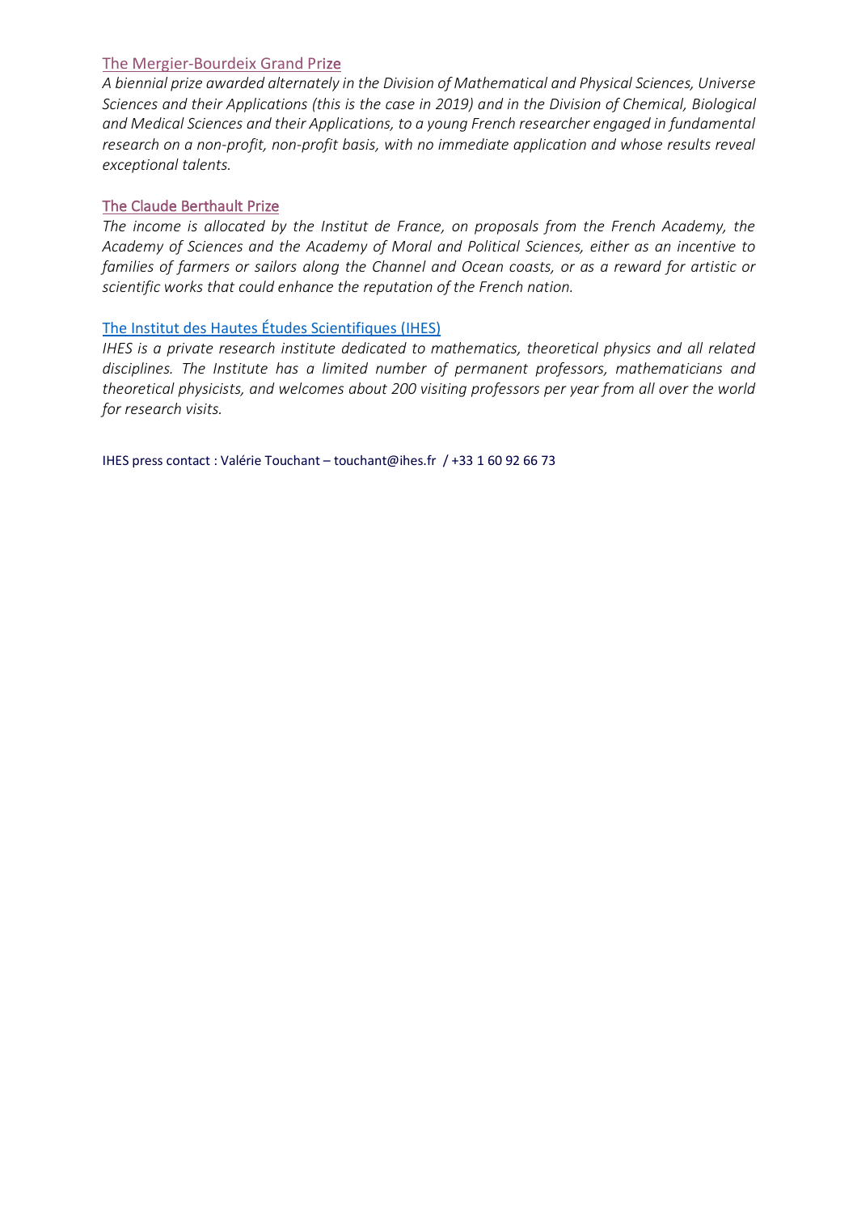### The Mergier-Bourdeix Grand Prize

*A biennial prize awarded alternately in the Division of Mathematical and Physical Sciences, Universe Sciences and their Applications (this is the case in 2019) and in the Division of Chemical, Biological and Medical Sciences and their Applications, to a young French researcher engaged in fundamental research on a non-profit, non-profit basis, with no immediate application and whose results reveal exceptional talents.*

### The Claude Berthault Prize

*The income is allocated by the Institut de France, on proposals from the French Academy, the Academy of Sciences and the Academy of Moral and Political Sciences, either as an incentive to families of farmers or sailors along the Channel and Ocean coasts, or as a reward for artistic or scientific works that could enhance the reputation of the French nation.*

### The Institut des Hautes Études Scientifiques (IHES)

*IHES is a private research institute dedicated to mathematics, theoretical physics and all related disciplines. The Institute has a limited number of permanent professors, mathematicians and theoretical physicists, and welcomes about 200 visiting professors per year from all over the world for research visits.*

IHES press contact : Valérie Touchant – touchant@ihes.fr / +33 1 60 92 66 73